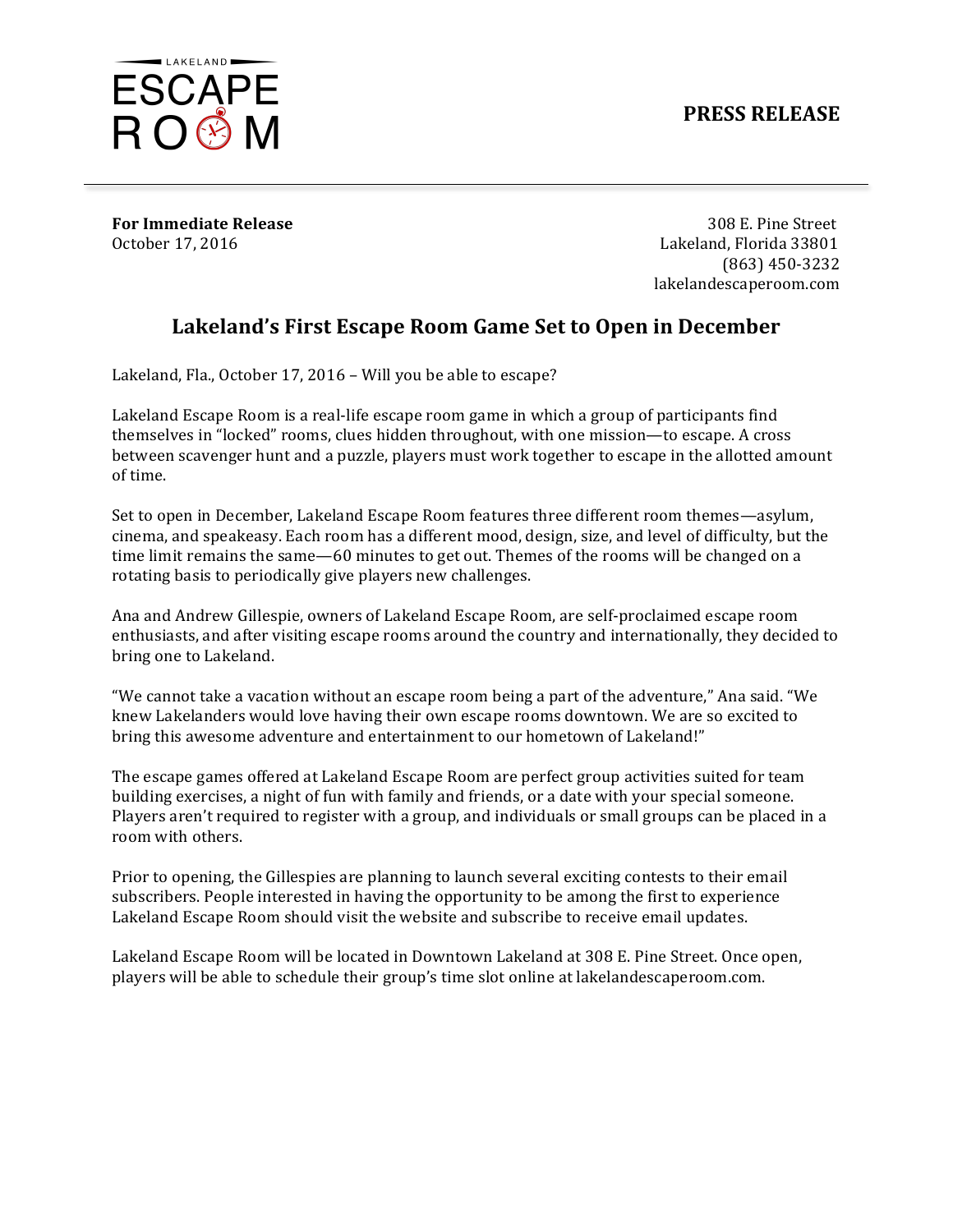LAKELAND ESCAPE ROOM

**PRESS RELEASE**

---

**For Immediate Release**
October 17, 2016

308 E. Pine Street
Lakeland, Florida 33801
(863) 450-3232
lakelandescaperoom.com

## Lakeland's First Escape Room Game Set to Open in December

Lakeland, Fla., October 17, 2016 – Will you be able to escape?

Lakeland Escape Room is a real-life escape room game in which a group of participants find themselves in "locked" rooms, clues hidden throughout, with one mission—to escape. A cross between scavenger hunt and a puzzle, players must work together to escape in the allotted amount of time.

Set to open in December, Lakeland Escape Room features three different room themes—asylum, cinema, and speakeasy. Each room has a different mood, design, size, and level of difficulty, but the time limit remains the same—60 minutes to get out. Themes of the rooms will be changed on a rotating basis to periodically give players new challenges.

Ana and Andrew Gillespie, owners of Lakeland Escape Room, are self-proclaimed escape room enthusiasts, and after visiting escape rooms around the country and internationally, they decided to bring one to Lakeland.

"We cannot take a vacation without an escape room being a part of the adventure," Ana said. "We knew Lakelanders would love having their own escape rooms downtown. We are so excited to bring this awesome adventure and entertainment to our hometown of Lakeland!"

The escape games offered at Lakeland Escape Room are perfect group activities suited for team building exercises, a night of fun with family and friends, or a date with your special someone. Players aren't required to register with a group, and individuals or small groups can be placed in a room with others.

Prior to opening, the Gillespies are planning to launch several exciting contests to their email subscribers. People interested in having the opportunity to be among the first to experience Lakeland Escape Room should visit the website and subscribe to receive email updates.

Lakeland Escape Room will be located in Downtown Lakeland at 308 E. Pine Street. Once open, players will be able to schedule their group's time slot online at lakelandescaperoom.com.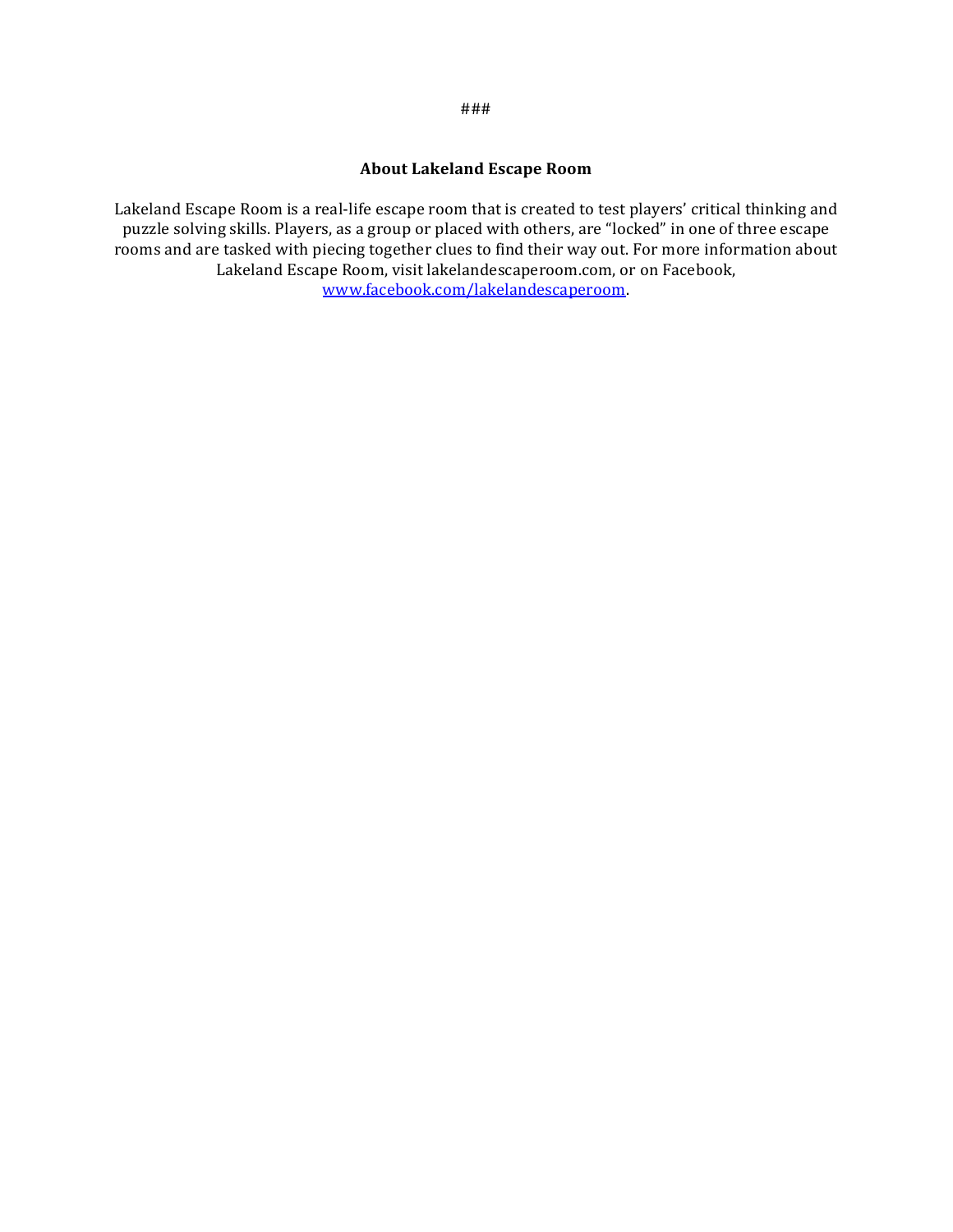###

**About Lakeland Escape Room**

Lakeland Escape Room is a real-life escape room that is created to test players' critical thinking and puzzle solving skills. Players, as a group or placed with others, are "locked" in one of three escape rooms and are tasked with piecing together clues to find their way out. For more information about Lakeland Escape Room, visit lakelandescaperoom.com, or on Facebook, www.facebook.com/lakelandescaperoom.